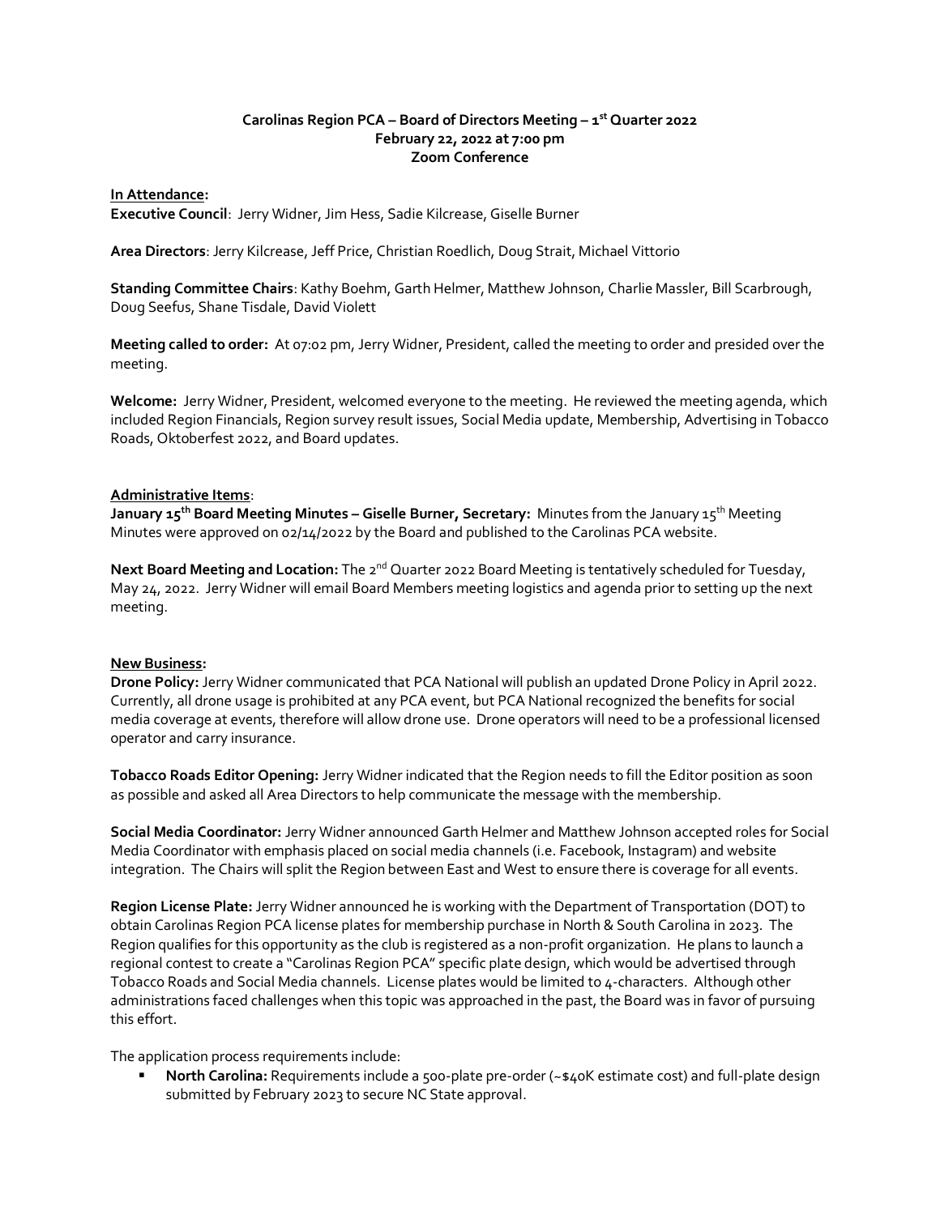**Carolinas Region PCA – Board of Directors Meeting – 1st Quarter 2022**
**February 22, 2022 at 7:00 pm**
**Zoom Conference**

**In Attendance:**

**Executive Council**: Jerry Widner, Jim Hess, Sadie Kilcrease, Giselle Burner

**Area Directors**: Jerry Kilcrease, Jeff Price, Christian Roedlich, Doug Strait, Michael Vittorio

**Standing Committee Chairs**: Kathy Boehm, Garth Helmer, Matthew Johnson, Charlie Massler, Bill Scarbrough, Doug Seefus, Shane Tisdale, David Violett

**Meeting called to order:** At 07:02 pm, Jerry Widner, President, called the meeting to order and presided over the meeting.

**Welcome:** Jerry Widner, President, welcomed everyone to the meeting. He reviewed the meeting agenda, which included Region Financials, Region survey result issues, Social Media update, Membership, Advertising in Tobacco Roads, Oktoberfest 2022, and Board updates.

**Administrative Items**:

**January 15th Board Meeting Minutes – Giselle Burner, Secretary:** Minutes from the January 15th Meeting Minutes were approved on 02/14/2022 by the Board and published to the Carolinas PCA website.

**Next Board Meeting and Location:** The 2nd Quarter 2022 Board Meeting is tentatively scheduled for Tuesday, May 24, 2022. Jerry Widner will email Board Members meeting logistics and agenda prior to setting up the next meeting.

**New Business:**

**Drone Policy:** Jerry Widner communicated that PCA National will publish an updated Drone Policy in April 2022. Currently, all drone usage is prohibited at any PCA event, but PCA National recognized the benefits for social media coverage at events, therefore will allow drone use. Drone operators will need to be a professional licensed operator and carry insurance.

**Tobacco Roads Editor Opening:** Jerry Widner indicated that the Region needs to fill the Editor position as soon as possible and asked all Area Directors to help communicate the message with the membership.

**Social Media Coordinator:** Jerry Widner announced Garth Helmer and Matthew Johnson accepted roles for Social Media Coordinator with emphasis placed on social media channels (i.e. Facebook, Instagram) and website integration. The Chairs will split the Region between East and West to ensure there is coverage for all events.

**Region License Plate:** Jerry Widner announced he is working with the Department of Transportation (DOT) to obtain Carolinas Region PCA license plates for membership purchase in North & South Carolina in 2023. The Region qualifies for this opportunity as the club is registered as a non-profit organization. He plans to launch a regional contest to create a "Carolinas Region PCA" specific plate design, which would be advertised through Tobacco Roads and Social Media channels. License plates would be limited to 4-characters. Although other administrations faced challenges when this topic was approached in the past, the Board was in favor of pursuing this effort.

The application process requirements include:

- **North Carolina:** Requirements include a 500-plate pre-order (~$40K estimate cost) and full-plate design submitted by February 2023 to secure NC State approval.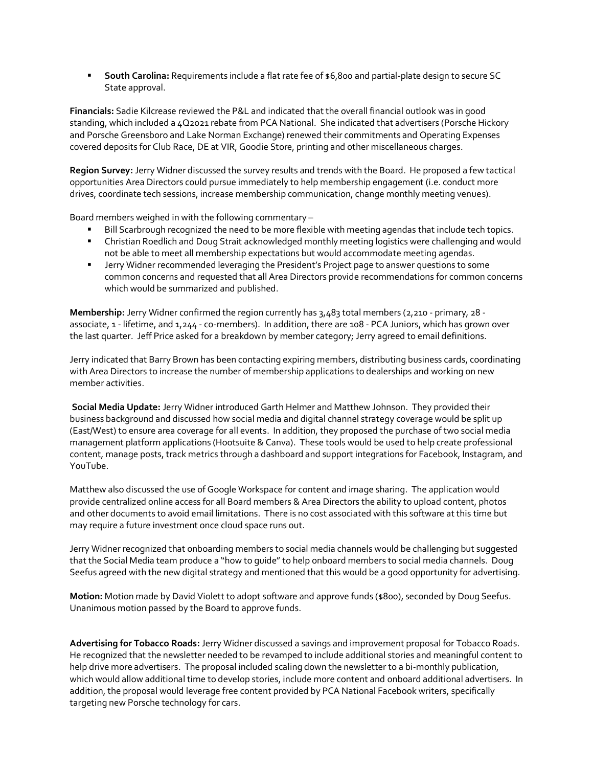- **South Carolina:** Requirements include a flat rate fee of $6,800 and partial-plate design to secure SC State approval.

**Financials:** Sadie Kilcrease reviewed the P&L and indicated that the overall financial outlook was in good standing, which included a 4Q2021 rebate from PCA National. She indicated that advertisers (Porsche Hickory and Porsche Greensboro and Lake Norman Exchange) renewed their commitments and Operating Expenses covered deposits for Club Race, DE at VIR, Goodie Store, printing and other miscellaneous charges.

**Region Survey:** Jerry Widner discussed the survey results and trends with the Board. He proposed a few tactical opportunities Area Directors could pursue immediately to help membership engagement (i.e. conduct more drives, coordinate tech sessions, increase membership communication, change monthly meeting venues).

Board members weighed in with the following commentary –

- Bill Scarbrough recognized the need to be more flexible with meeting agendas that include tech topics.
- Christian Roedlich and Doug Strait acknowledged monthly meeting logistics were challenging and would not be able to meet all membership expectations but would accommodate meeting agendas.
- Jerry Widner recommended leveraging the President's Project page to answer questions to some common concerns and requested that all Area Directors provide recommendations for common concerns which would be summarized and published.

**Membership:** Jerry Widner confirmed the region currently has 3,483 total members (2,210 - primary, 28 - associate, 1 - lifetime, and 1,244 - co-members). In addition, there are 108 - PCA Juniors, which has grown over the last quarter. Jeff Price asked for a breakdown by member category; Jerry agreed to email definitions.

Jerry indicated that Barry Brown has been contacting expiring members, distributing business cards, coordinating with Area Directors to increase the number of membership applications to dealerships and working on new member activities.

**Social Media Update:** Jerry Widner introduced Garth Helmer and Matthew Johnson. They provided their business background and discussed how social media and digital channel strategy coverage would be split up (East/West) to ensure area coverage for all events. In addition, they proposed the purchase of two social media management platform applications (Hootsuite & Canva). These tools would be used to help create professional content, manage posts, track metrics through a dashboard and support integrations for Facebook, Instagram, and YouTube.

Matthew also discussed the use of Google Workspace for content and image sharing. The application would provide centralized online access for all Board members & Area Directors the ability to upload content, photos and other documents to avoid email limitations. There is no cost associated with this software at this time but may require a future investment once cloud space runs out.

Jerry Widner recognized that onboarding members to social media channels would be challenging but suggested that the Social Media team produce a "how to guide" to help onboard members to social media channels. Doug Seefus agreed with the new digital strategy and mentioned that this would be a good opportunity for advertising.

**Motion:** Motion made by David Violett to adopt software and approve funds ($800), seconded by Doug Seefus. Unanimous motion passed by the Board to approve funds.

**Advertising for Tobacco Roads:** Jerry Widner discussed a savings and improvement proposal for Tobacco Roads. He recognized that the newsletter needed to be revamped to include additional stories and meaningful content to help drive more advertisers. The proposal included scaling down the newsletter to a bi-monthly publication, which would allow additional time to develop stories, include more content and onboard additional advertisers. In addition, the proposal would leverage free content provided by PCA National Facebook writers, specifically targeting new Porsche technology for cars.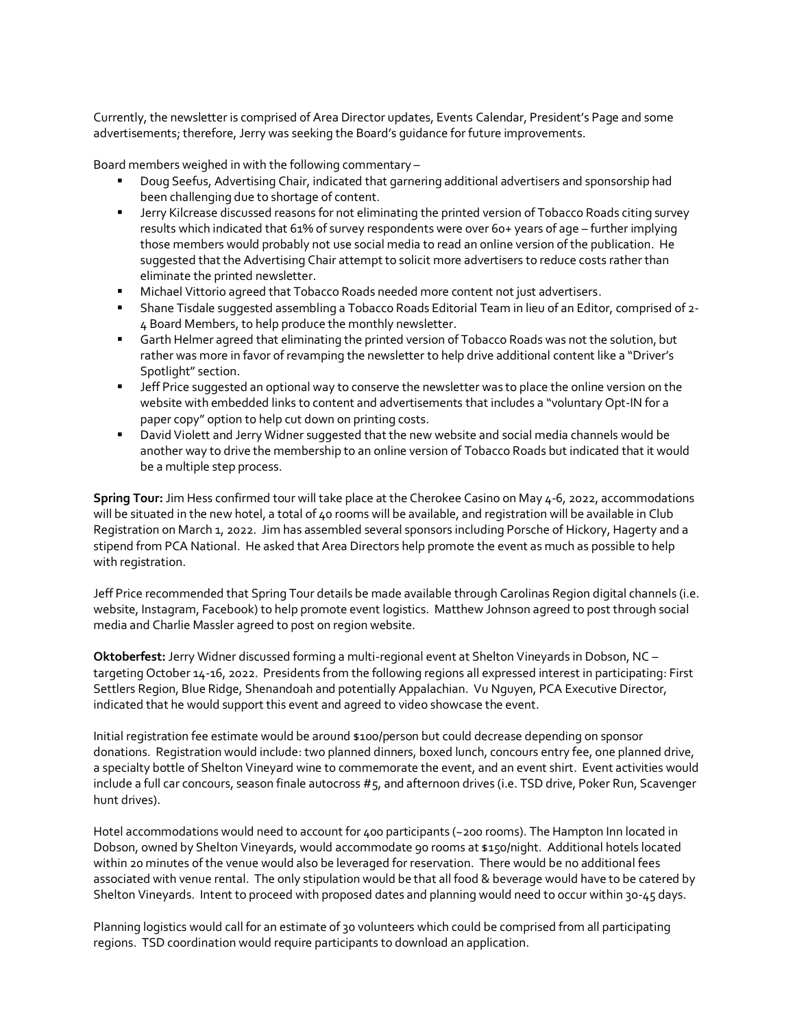Currently, the newsletter is comprised of Area Director updates, Events Calendar, President's Page and some advertisements; therefore, Jerry was seeking the Board's guidance for future improvements.

Board members weighed in with the following commentary –

- Doug Seefus, Advertising Chair, indicated that garnering additional advertisers and sponsorship had been challenging due to shortage of content.
- Jerry Kilcrease discussed reasons for not eliminating the printed version of Tobacco Roads citing survey results which indicated that 61% of survey respondents were over 60+ years of age – further implying those members would probably not use social media to read an online version of the publication. He suggested that the Advertising Chair attempt to solicit more advertisers to reduce costs rather than eliminate the printed newsletter.
- Michael Vittorio agreed that Tobacco Roads needed more content not just advertisers.
- Shane Tisdale suggested assembling a Tobacco Roads Editorial Team in lieu of an Editor, comprised of 2-4 Board Members, to help produce the monthly newsletter.
- Garth Helmer agreed that eliminating the printed version of Tobacco Roads was not the solution, but rather was more in favor of revamping the newsletter to help drive additional content like a "Driver's Spotlight" section.
- Jeff Price suggested an optional way to conserve the newsletter was to place the online version on the website with embedded links to content and advertisements that includes a "voluntary Opt-IN for a paper copy" option to help cut down on printing costs.
- David Violett and Jerry Widner suggested that the new website and social media channels would be another way to drive the membership to an online version of Tobacco Roads but indicated that it would be a multiple step process.

**Spring Tour:** Jim Hess confirmed tour will take place at the Cherokee Casino on May 4-6, 2022, accommodations will be situated in the new hotel, a total of 40 rooms will be available, and registration will be available in Club Registration on March 1, 2022. Jim has assembled several sponsors including Porsche of Hickory, Hagerty and a stipend from PCA National. He asked that Area Directors help promote the event as much as possible to help with registration.

Jeff Price recommended that Spring Tour details be made available through Carolinas Region digital channels (i.e. website, Instagram, Facebook) to help promote event logistics. Matthew Johnson agreed to post through social media and Charlie Massler agreed to post on region website.

**Oktoberfest:** Jerry Widner discussed forming a multi-regional event at Shelton Vineyards in Dobson, NC – targeting October 14-16, 2022. Presidents from the following regions all expressed interest in participating: First Settlers Region, Blue Ridge, Shenandoah and potentially Appalachian. Vu Nguyen, PCA Executive Director, indicated that he would support this event and agreed to video showcase the event.

Initial registration fee estimate would be around $100/person but could decrease depending on sponsor donations. Registration would include: two planned dinners, boxed lunch, concours entry fee, one planned drive, a specialty bottle of Shelton Vineyard wine to commemorate the event, and an event shirt. Event activities would include a full car concours, season finale autocross #5, and afternoon drives (i.e. TSD drive, Poker Run, Scavenger hunt drives).

Hotel accommodations would need to account for 400 participants (~200 rooms). The Hampton Inn located in Dobson, owned by Shelton Vineyards, would accommodate 90 rooms at $150/night. Additional hotels located within 20 minutes of the venue would also be leveraged for reservation. There would be no additional fees associated with venue rental. The only stipulation would be that all food & beverage would have to be catered by Shelton Vineyards. Intent to proceed with proposed dates and planning would need to occur within 30-45 days.

Planning logistics would call for an estimate of 30 volunteers which could be comprised from all participating regions. TSD coordination would require participants to download an application.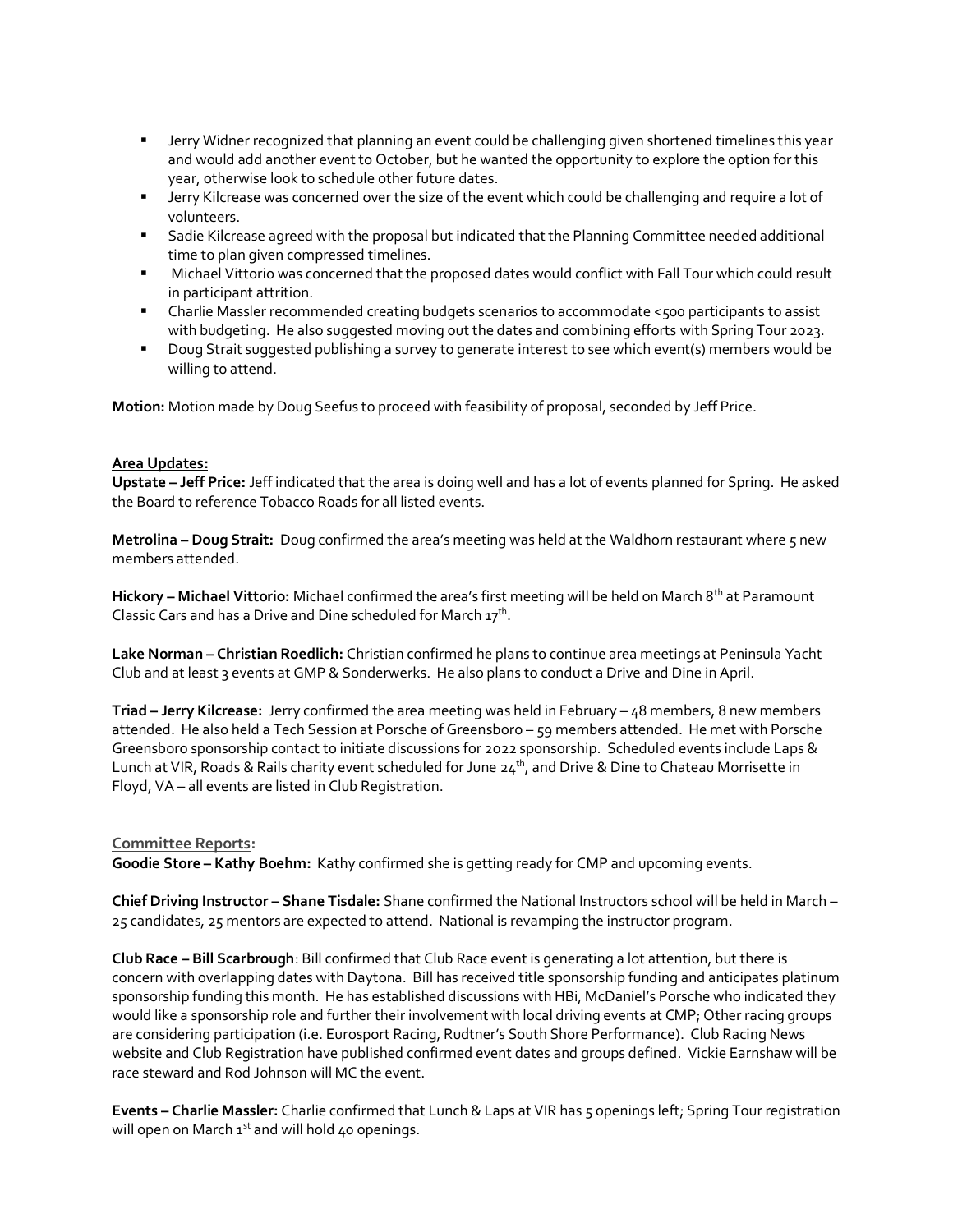- Jerry Widner recognized that planning an event could be challenging given shortened timelines this year and would add another event to October, but he wanted the opportunity to explore the option for this year, otherwise look to schedule other future dates.
- Jerry Kilcrease was concerned over the size of the event which could be challenging and require a lot of volunteers.
- Sadie Kilcrease agreed with the proposal but indicated that the Planning Committee needed additional time to plan given compressed timelines.
- Michael Vittorio was concerned that the proposed dates would conflict with Fall Tour which could result in participant attrition.
- Charlie Massler recommended creating budgets scenarios to accommodate <500 participants to assist with budgeting. He also suggested moving out the dates and combining efforts with Spring Tour 2023.
- Doug Strait suggested publishing a survey to generate interest to see which event(s) members would be willing to attend.

**Motion:** Motion made by Doug Seefus to proceed with feasibility of proposal, seconded by Jeff Price.

**Area Updates:**

**Upstate – Jeff Price:** Jeff indicated that the area is doing well and has a lot of events planned for Spring. He asked the Board to reference Tobacco Roads for all listed events.

**Metrolina – Doug Strait:** Doug confirmed the area's meeting was held at the Waldhorn restaurant where 5 new members attended.

**Hickory – Michael Vittorio:** Michael confirmed the area's first meeting will be held on March 8th at Paramount Classic Cars and has a Drive and Dine scheduled for March 17th.

**Lake Norman – Christian Roedlich:** Christian confirmed he plans to continue area meetings at Peninsula Yacht Club and at least 3 events at GMP & Sonderwerks. He also plans to conduct a Drive and Dine in April.

**Triad – Jerry Kilcrease:** Jerry confirmed the area meeting was held in February – 48 members, 8 new members attended. He also held a Tech Session at Porsche of Greensboro – 59 members attended. He met with Porsche Greensboro sponsorship contact to initiate discussions for 2022 sponsorship. Scheduled events include Laps & Lunch at VIR, Roads & Rails charity event scheduled for June 24th, and Drive & Dine to Chateau Morrisette in Floyd, VA – all events are listed in Club Registration.

**Committee Reports:**

**Goodie Store – Kathy Boehm:** Kathy confirmed she is getting ready for CMP and upcoming events.

**Chief Driving Instructor – Shane Tisdale:** Shane confirmed the National Instructors school will be held in March – 25 candidates, 25 mentors are expected to attend. National is revamping the instructor program.

**Club Race – Bill Scarbrough**: Bill confirmed that Club Race event is generating a lot attention, but there is concern with overlapping dates with Daytona. Bill has received title sponsorship funding and anticipates platinum sponsorship funding this month. He has established discussions with HBi, McDaniel's Porsche who indicated they would like a sponsorship role and further their involvement with local driving events at CMP; Other racing groups are considering participation (i.e. Eurosport Racing, Rudtner's South Shore Performance). Club Racing News website and Club Registration have published confirmed event dates and groups defined. Vickie Earnshaw will be race steward and Rod Johnson will MC the event.

**Events – Charlie Massler:** Charlie confirmed that Lunch & Laps at VIR has 5 openings left; Spring Tour registration will open on March 1st and will hold 40 openings.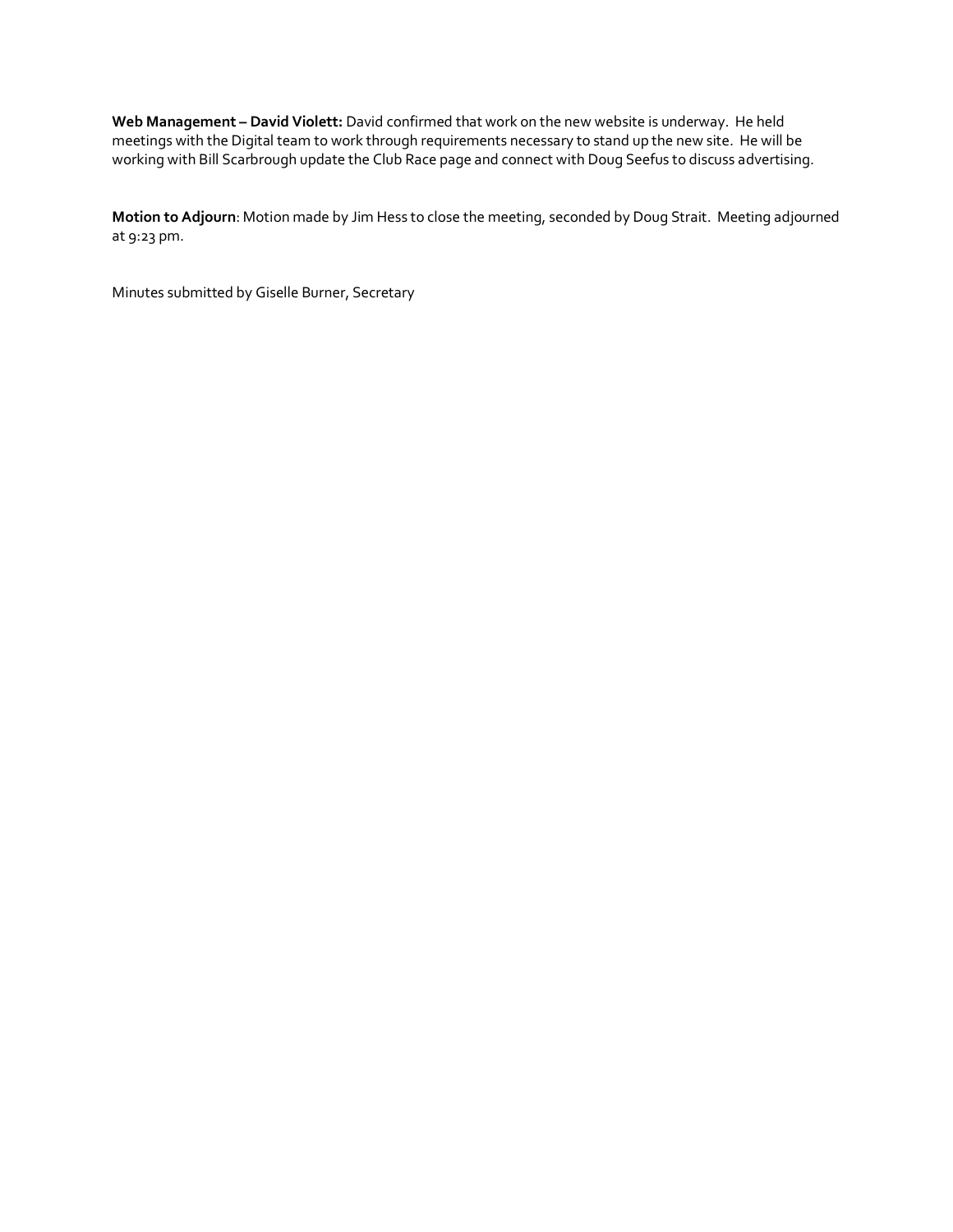**Web Management – David Violett:** David confirmed that work on the new website is underway. He held meetings with the Digital team to work through requirements necessary to stand up the new site. He will be working with Bill Scarbrough update the Club Race page and connect with Doug Seefus to discuss advertising.

**Motion to Adjourn**: Motion made by Jim Hess to close the meeting, seconded by Doug Strait. Meeting adjourned at 9:23 pm.

Minutes submitted by Giselle Burner, Secretary